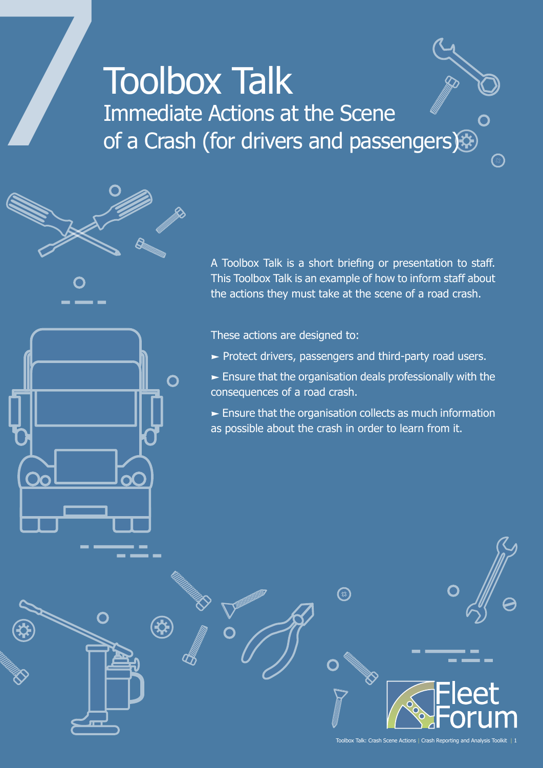# 7 Toolbox Talk

## Immediate Actions at the Scene of a Crash (for drivers and passengers)

A Toolbox Talk is a short briefing or presentation to staff. This Toolbox Talk is an example of how to inform staff about the actions they must take at the scene of a road crash.

These actions are designed to:

► Protect drivers, passengers and third-party road users.

► Ensure that the organisation deals professionally with the consequences of a road crash.

► Ensure that the organisation collects as much information as possible about the crash in order to learn from it.

Fleet Forum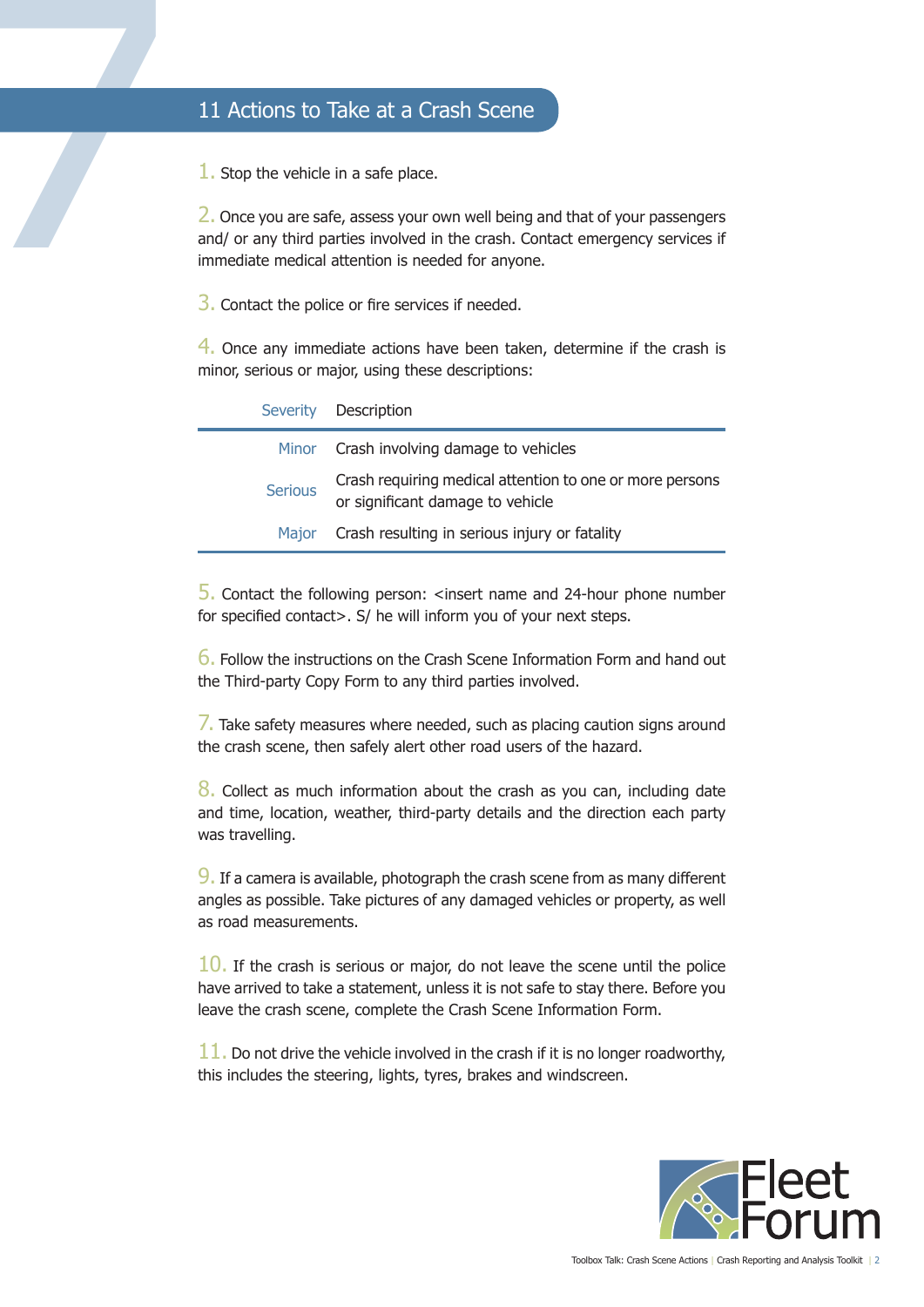## 11 Actions to Take at a Crash Scene

1. Stop the vehicle in a safe place.

2. Once you are safe, assess your own well being and that of your passengers and/ or any third parties involved in the crash. Contact emergency services if immediate medical attention is needed for anyone.

3. Contact the police or fire services if needed.

4. Once any immediate actions have been taken, determine if the crash is minor, serious or major, using these descriptions:

| Severity | Description |
|---|---|
| Minor | Crash involving damage to vehicles |
| Serious | Crash requiring medical attention to one or more persons or significant damage to vehicle |
| Major | Crash resulting in serious injury or fatality |

5. Contact the following person: <insert name and 24-hour phone number for specified contact>. S/ he will inform you of your next steps.

6. Follow the instructions on the Crash Scene Information Form and hand out the Third-party Copy Form to any third parties involved.

7. Take safety measures where needed, such as placing caution signs around the crash scene, then safely alert other road users of the hazard.

8. Collect as much information about the crash as you can, including date and time, location, weather, third-party details and the direction each party was travelling.

9. If a camera is available, photograph the crash scene from as many different angles as possible. Take pictures of any damaged vehicles or property, as well as road measurements.

10. If the crash is serious or major, do not leave the scene until the police have arrived to take a statement, unless it is not safe to stay there. Before you leave the crash scene, complete the Crash Scene Information Form.

11. Do not drive the vehicle involved in the crash if it is no longer roadworthy, this includes the steering, lights, tyres, brakes and windscreen.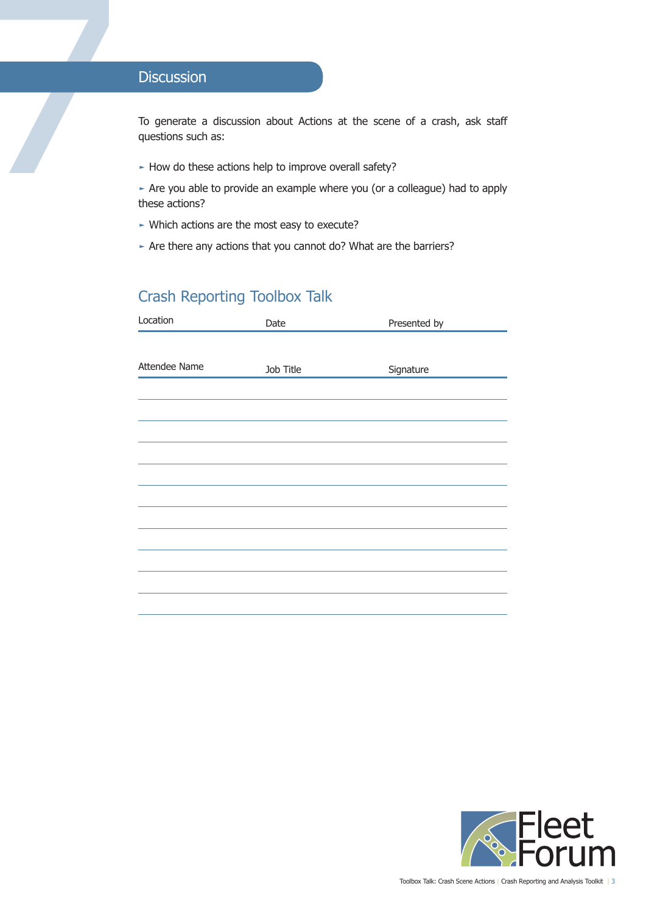## Discussion

To generate a discussion about Actions at the scene of a crash, ask staff questions such as:

- How do these actions help to improve overall safety?
- Are you able to provide an example where you (or a colleague) had to apply these actions?
- Which actions are the most easy to execute?
- Are there any actions that you cannot do? What are the barriers?

## Crash Reporting Toolbox Talk

| Location | Date | Presented by |
|---|---|---|
| | | |

| Attendee Name | Job Title | Signature |
|---|---|---|
| | | |
| | | |
| | | |
| | | |
| | | |
| | | |
| | | |
| | | |
| | | |
| | | |
| | | |